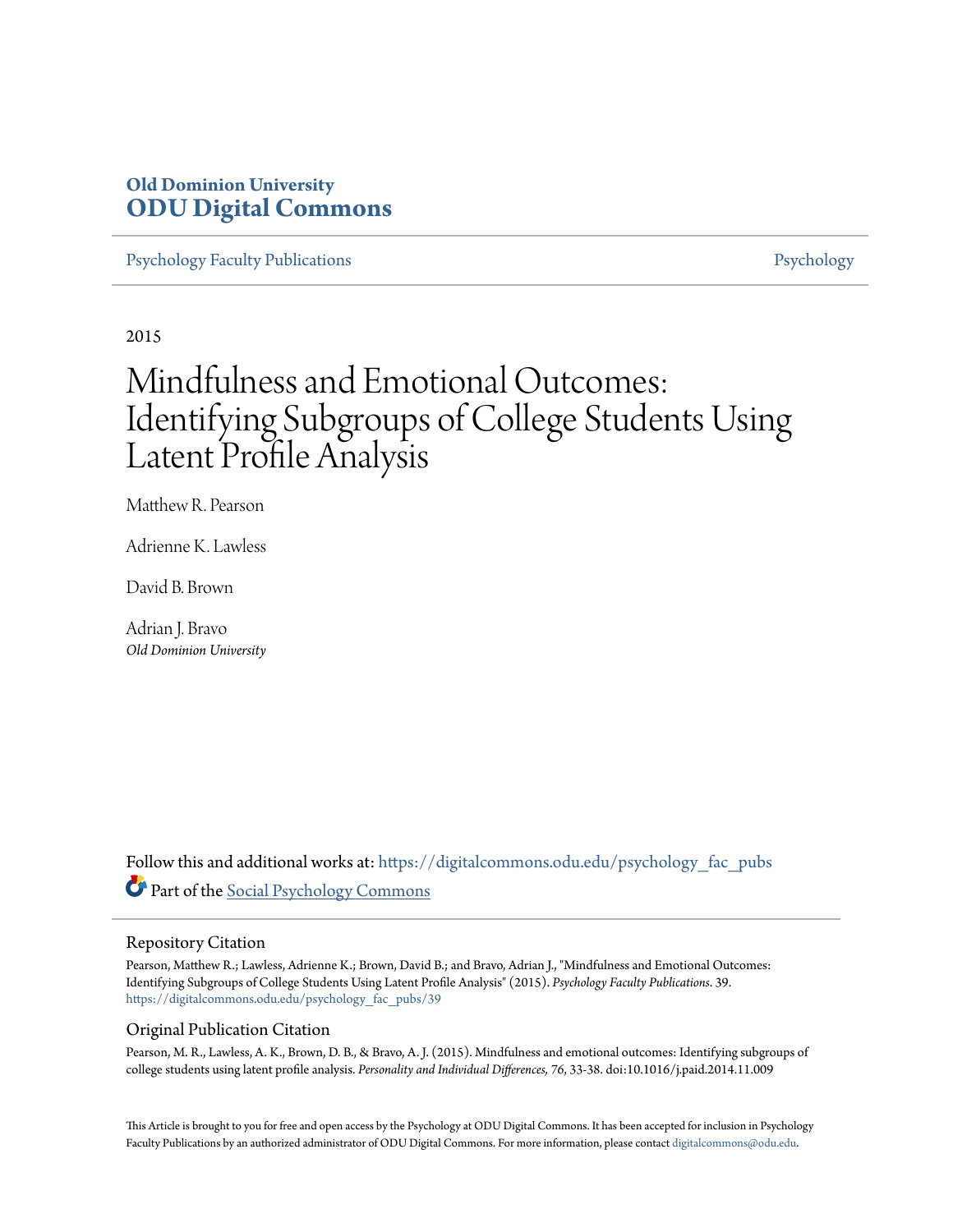**Old Dominion University**
**ODU Digital Commons**

Psychology Faculty Publications | Psychology

2015

# Mindfulness and Emotional Outcomes: Identifying Subgroups of College Students Using Latent Profile Analysis

Matthew R. Pearson

Adrienne K. Lawless

David B. Brown

Adrian J. Bravo
*Old Dominion University*

Follow this and additional works at: https://digitalcommons.odu.edu/psychology_fac_pubs

Part of the Social Psychology Commons

## Repository Citation

Pearson, Matthew R.; Lawless, Adrienne K.; Brown, David B.; and Bravo, Adrian J., "Mindfulness and Emotional Outcomes: Identifying Subgroups of College Students Using Latent Profile Analysis" (2015). *Psychology Faculty Publications*. 39.
https://digitalcommons.odu.edu/psychology_fac_pubs/39

## Original Publication Citation

Pearson, M. R., Lawless, A. K., Brown, D. B., & Bravo, A. J. (2015). Mindfulness and emotional outcomes: Identifying subgroups of college students using latent profile analysis. *Personality and Individual Differences, 76*, 33-38. doi:10.1016/j.paid.2014.11.009

This Article is brought to you for free and open access by the Psychology at ODU Digital Commons. It has been accepted for inclusion in Psychology Faculty Publications by an authorized administrator of ODU Digital Commons. For more information, please contact digitalcommons@odu.edu.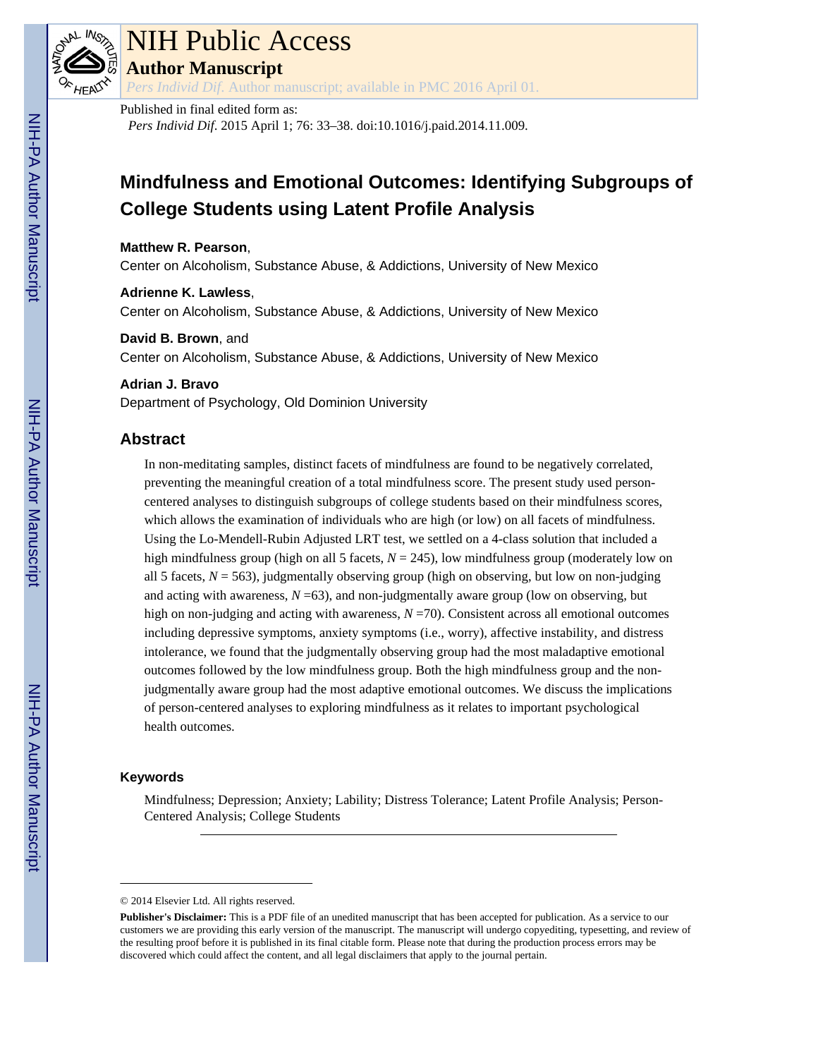NIH Public Access

**Author Manuscript**

*Pers Individ Dif*. Author manuscript; available in PMC 2016 April 01.

Published in final edited form as:

*Pers Individ Dif*. 2015 April 1; 76: 33–38. doi:10.1016/j.paid.2014.11.009.

# Mindfulness and Emotional Outcomes: Identifying Subgroups of College Students using Latent Profile Analysis

**Matthew R. Pearson**,
Center on Alcoholism, Substance Abuse, & Addictions, University of New Mexico

**Adrienne K. Lawless**,
Center on Alcoholism, Substance Abuse, & Addictions, University of New Mexico

**David B. Brown**, and
Center on Alcoholism, Substance Abuse, & Addictions, University of New Mexico

**Adrian J. Bravo**
Department of Psychology, Old Dominion University

## Abstract

In non-meditating samples, distinct facets of mindfulness are found to be negatively correlated, preventing the meaningful creation of a total mindfulness score. The present study used person-centered analyses to distinguish subgroups of college students based on their mindfulness scores, which allows the examination of individuals who are high (or low) on all facets of mindfulness. Using the Lo-Mendell-Rubin Adjusted LRT test, we settled on a 4-class solution that included a high mindfulness group (high on all 5 facets, $N$ = 245), low mindfulness group (moderately low on all 5 facets, $N$ = 563), judgmentally observing group (high on observing, but low on non-judging and acting with awareness, $N$ =63), and non-judgmentally aware group (low on observing, but high on non-judging and acting with awareness, $N$ =70). Consistent across all emotional outcomes including depressive symptoms, anxiety symptoms (i.e., worry), affective instability, and distress intolerance, we found that the judgmentally observing group had the most maladaptive emotional outcomes followed by the low mindfulness group. Both the high mindfulness group and the non-judgmentally aware group had the most adaptive emotional outcomes. We discuss the implications of person-centered analyses to exploring mindfulness as it relates to important psychological health outcomes.

### Keywords

Mindfulness; Depression; Anxiety; Lability; Distress Tolerance; Latent Profile Analysis; Person-Centered Analysis; College Students

© 2014 Elsevier Ltd. All rights reserved.

**Publisher's Disclaimer:** This is a PDF file of an unedited manuscript that has been accepted for publication. As a service to our customers we are providing this early version of the manuscript. The manuscript will undergo copyediting, typesetting, and review of the resulting proof before it is published in its final citable form. Please note that during the production process errors may be discovered which could affect the content, and all legal disclaimers that apply to the journal pertain.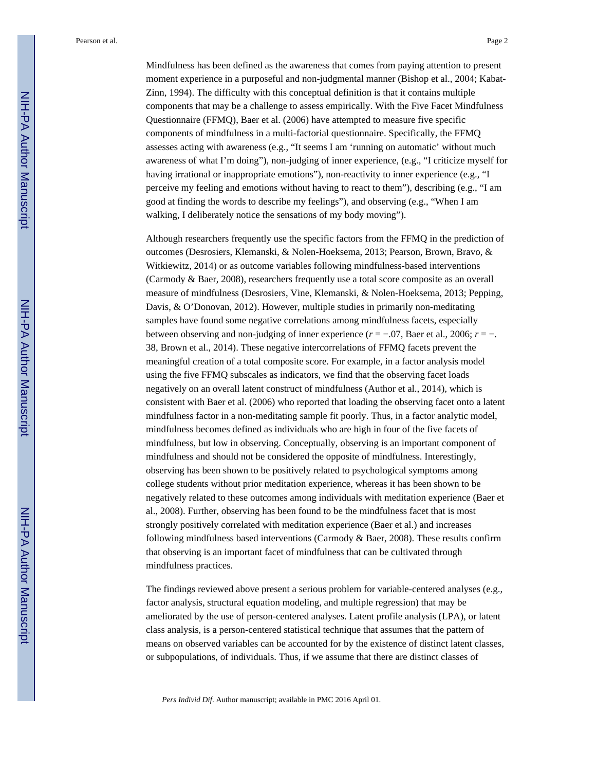Mindfulness has been defined as the awareness that comes from paying attention to present moment experience in a purposeful and non-judgmental manner (Bishop et al., 2004; Kabat-Zinn, 1994). The difficulty with this conceptual definition is that it contains multiple components that may be a challenge to assess empirically. With the Five Facet Mindfulness Questionnaire (FFMQ), Baer et al. (2006) have attempted to measure five specific components of mindfulness in a multi-factorial questionnaire. Specifically, the FFMQ assesses acting with awareness (e.g., "It seems I am 'running on automatic' without much awareness of what I'm doing"), non-judging of inner experience, (e.g., "I criticize myself for having irrational or inappropriate emotions"), non-reactivity to inner experience (e.g., "I perceive my feeling and emotions without having to react to them"), describing (e.g., "I am good at finding the words to describe my feelings"), and observing (e.g., "When I am walking, I deliberately notice the sensations of my body moving").

Although researchers frequently use the specific factors from the FFMQ in the prediction of outcomes (Desrosiers, Klemanski, & Nolen-Hoeksema, 2013; Pearson, Brown, Bravo, & Witkiewitz, 2014) or as outcome variables following mindfulness-based interventions (Carmody & Baer, 2008), researchers frequently use a total score composite as an overall measure of mindfulness (Desrosiers, Vine, Klemanski, & Nolen-Hoeksema, 2013; Pepping, Davis, & O'Donovan, 2012). However, multiple studies in primarily non-meditating samples have found some negative correlations among mindfulness facets, especially between observing and non-judging of inner experience ($r = -.07$, Baer et al., 2006; $r = -.38$, Brown et al., 2014). These negative intercorrelations of FFMQ facets prevent the meaningful creation of a total composite score. For example, in a factor analysis model using the five FFMQ subscales as indicators, we find that the observing facet loads negatively on an overall latent construct of mindfulness (Author et al., 2014), which is consistent with Baer et al. (2006) who reported that loading the observing facet onto a latent mindfulness factor in a non-meditating sample fit poorly. Thus, in a factor analytic model, mindfulness becomes defined as individuals who are high in four of the five facets of mindfulness, but low in observing. Conceptually, observing is an important component of mindfulness and should not be considered the opposite of mindfulness. Interestingly, observing has been shown to be positively related to psychological symptoms among college students without prior meditation experience, whereas it has been shown to be negatively related to these outcomes among individuals with meditation experience (Baer et al., 2008). Further, observing has been found to be the mindfulness facet that is most strongly positively correlated with meditation experience (Baer et al.) and increases following mindfulness based interventions (Carmody & Baer, 2008). These results confirm that observing is an important facet of mindfulness that can be cultivated through mindfulness practices.

The findings reviewed above present a serious problem for variable-centered analyses (e.g., factor analysis, structural equation modeling, and multiple regression) that may be ameliorated by the use of person-centered analyses. Latent profile analysis (LPA), or latent class analysis, is a person-centered statistical technique that assumes that the pattern of means on observed variables can be accounted for by the existence of distinct latent classes, or subpopulations, of individuals. Thus, if we assume that there are distinct classes of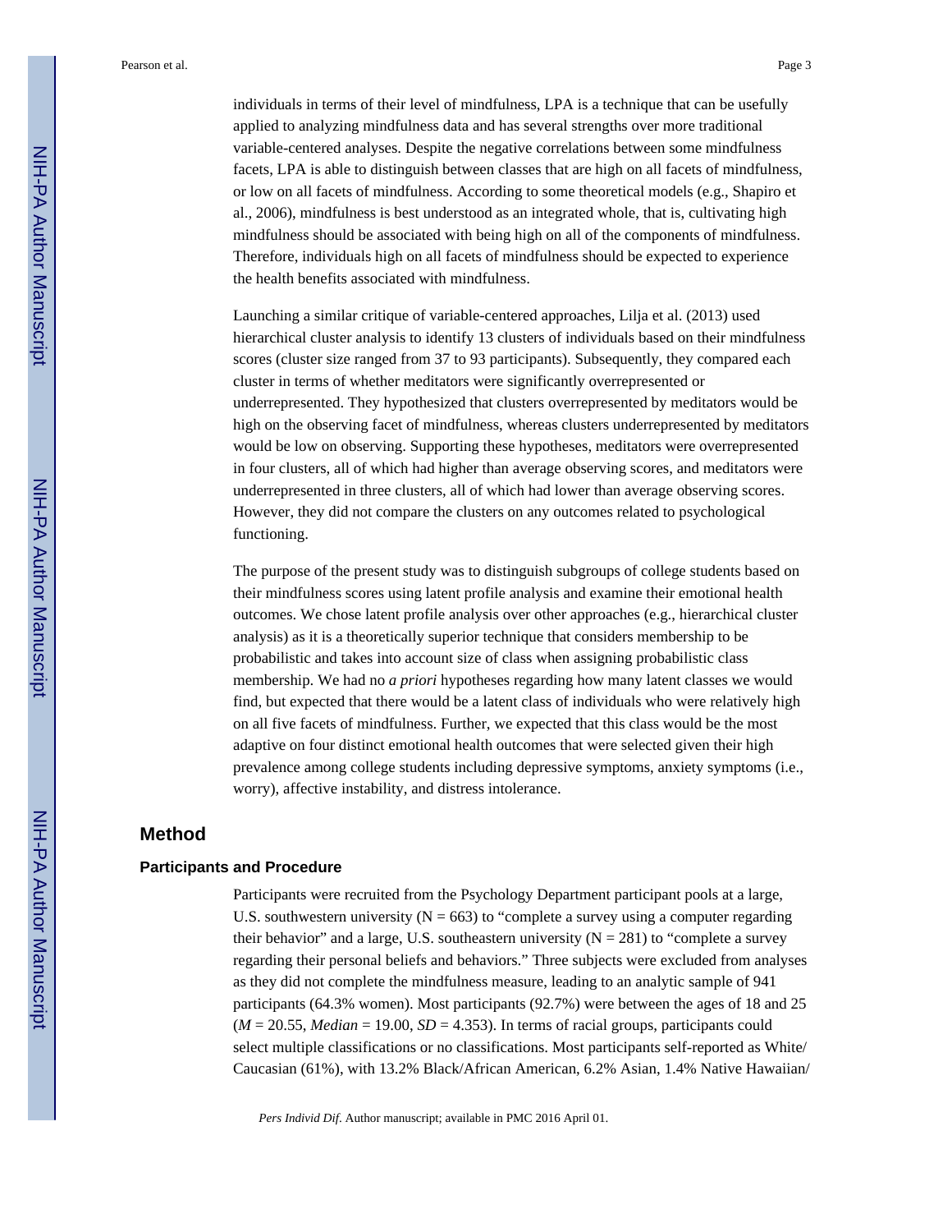individuals in terms of their level of mindfulness, LPA is a technique that can be usefully applied to analyzing mindfulness data and has several strengths over more traditional variable-centered analyses. Despite the negative correlations between some mindfulness facets, LPA is able to distinguish between classes that are high on all facets of mindfulness, or low on all facets of mindfulness. According to some theoretical models (e.g., Shapiro et al., 2006), mindfulness is best understood as an integrated whole, that is, cultivating high mindfulness should be associated with being high on all of the components of mindfulness. Therefore, individuals high on all facets of mindfulness should be expected to experience the health benefits associated with mindfulness.

Launching a similar critique of variable-centered approaches, Lilja et al. (2013) used hierarchical cluster analysis to identify 13 clusters of individuals based on their mindfulness scores (cluster size ranged from 37 to 93 participants). Subsequently, they compared each cluster in terms of whether meditators were significantly overrepresented or underrepresented. They hypothesized that clusters overrepresented by meditators would be high on the observing facet of mindfulness, whereas clusters underrepresented by meditators would be low on observing. Supporting these hypotheses, meditators were overrepresented in four clusters, all of which had higher than average observing scores, and meditators were underrepresented in three clusters, all of which had lower than average observing scores. However, they did not compare the clusters on any outcomes related to psychological functioning.

The purpose of the present study was to distinguish subgroups of college students based on their mindfulness scores using latent profile analysis and examine their emotional health outcomes. We chose latent profile analysis over other approaches (e.g., hierarchical cluster analysis) as it is a theoretically superior technique that considers membership to be probabilistic and takes into account size of class when assigning probabilistic class membership. We had no *a priori* hypotheses regarding how many latent classes we would find, but expected that there would be a latent class of individuals who were relatively high on all five facets of mindfulness. Further, we expected that this class would be the most adaptive on four distinct emotional health outcomes that were selected given their high prevalence among college students including depressive symptoms, anxiety symptoms (i.e., worry), affective instability, and distress intolerance.

## Method

### Participants and Procedure

Participants were recruited from the Psychology Department participant pools at a large, U.S. southwestern university ($N = 663$) to "complete a survey using a computer regarding their behavior" and a large, U.S. southeastern university ($N = 281$) to "complete a survey regarding their personal beliefs and behaviors." Three subjects were excluded from analyses as they did not complete the mindfulness measure, leading to an analytic sample of 941 participants (64.3% women). Most participants (92.7%) were between the ages of 18 and 25 ($M = 20.55$, *Median* = 19.00, $SD = 4.353$). In terms of racial groups, participants could select multiple classifications or no classifications. Most participants self-reported as White/Caucasian (61%), with 13.2% Black/African American, 6.2% Asian, 1.4% Native Hawaiian/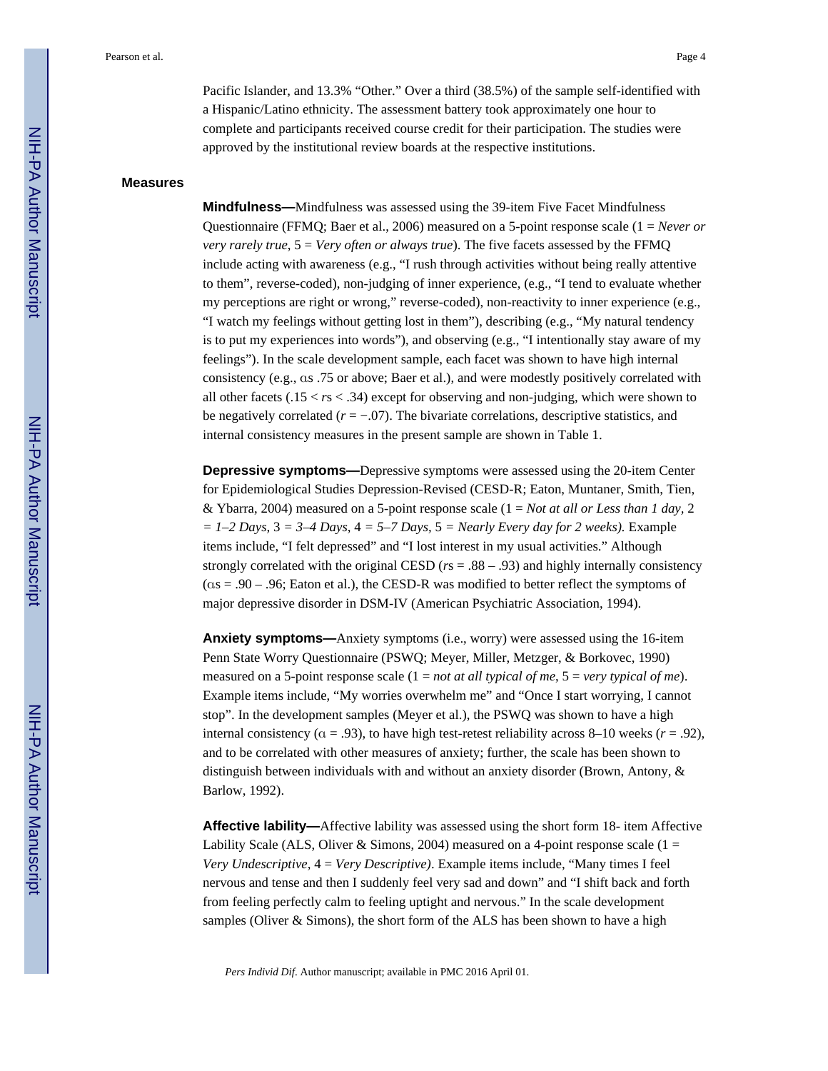Pacific Islander, and 13.3% "Other." Over a third (38.5%) of the sample self-identified with a Hispanic/Latino ethnicity. The assessment battery took approximately one hour to complete and participants received course credit for their participation. The studies were approved by the institutional review boards at the respective institutions.

## Measures

**Mindfulness—**Mindfulness was assessed using the 39-item Five Facet Mindfulness Questionnaire (FFMQ; Baer et al., 2006) measured on a 5-point response scale (1 = *Never or very rarely true*, 5 = *Very often or always true*). The five facets assessed by the FFMQ include acting with awareness (e.g., "I rush through activities without being really attentive to them", reverse-coded), non-judging of inner experience, (e.g., "I tend to evaluate whether my perceptions are right or wrong," reverse-coded), non-reactivity to inner experience (e.g., "I watch my feelings without getting lost in them"), describing (e.g., "My natural tendency is to put my experiences into words"), and observing (e.g., "I intentionally stay aware of my feelings"). In the scale development sample, each facet was shown to have high internal consistency (e.g., αs .75 or above; Baer et al.), and were modestly positively correlated with all other facets ($.15 < rs < .34$) except for observing and non-judging, which were shown to be negatively correlated ($r = -.07$). The bivariate correlations, descriptive statistics, and internal consistency measures in the present sample are shown in Table 1.

**Depressive symptoms—**Depressive symptoms were assessed using the 20-item Center for Epidemiological Studies Depression-Revised (CESD-R; Eaton, Muntaner, Smith, Tien, & Ybarra, 2004) measured on a 5-point response scale (1 = *Not at all or Less than 1 day*, 2 *= 1–2 Days*, 3 *= 3–4 Days*, 4 *= 5–7 Days*, 5 *= Nearly Every day for 2 weeks).* Example items include, "I felt depressed" and "I lost interest in my usual activities." Although strongly correlated with the original CESD ($rs = .88 – .93$) and highly internally consistency (αs = .90 – .96; Eaton et al.), the CESD-R was modified to better reflect the symptoms of major depressive disorder in DSM-IV (American Psychiatric Association, 1994).

**Anxiety symptoms—**Anxiety symptoms (i.e., worry) were assessed using the 16-item Penn State Worry Questionnaire (PSWQ; Meyer, Miller, Metzger, & Borkovec, 1990) measured on a 5-point response scale (1 = *not at all typical of me*, 5 = *very typical of me*). Example items include, "My worries overwhelm me" and "Once I start worrying, I cannot stop". In the development samples (Meyer et al.), the PSWQ was shown to have a high internal consistency ($\alpha = .93$), to have high test-retest reliability across 8–10 weeks ($r = .92$), and to be correlated with other measures of anxiety; further, the scale has been shown to distinguish between individuals with and without an anxiety disorder (Brown, Antony, & Barlow, 1992).

**Affective lability—**Affective lability was assessed using the short form 18- item Affective Lability Scale (ALS, Oliver & Simons, 2004) measured on a 4-point response scale (1 = *Very Undescriptive*, 4 = *Very Descriptive)*. Example items include, "Many times I feel nervous and tense and then I suddenly feel very sad and down" and "I shift back and forth from feeling perfectly calm to feeling uptight and nervous." In the scale development samples (Oliver & Simons), the short form of the ALS has been shown to have a high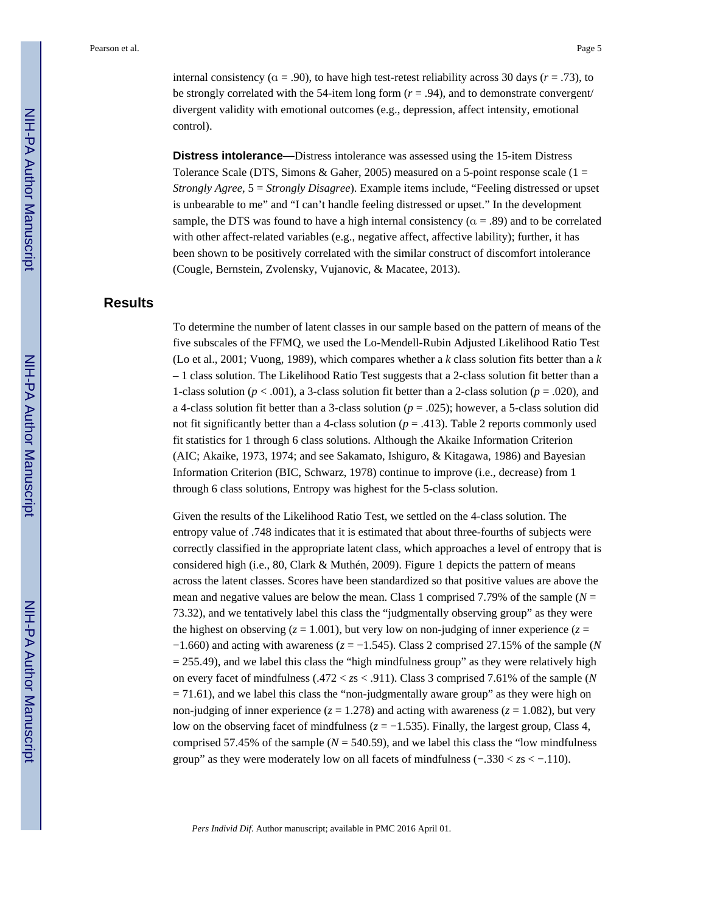internal consistency ($\alpha = .90$), to have high test-retest reliability across 30 days ($r = .73$), to be strongly correlated with the 54-item long form ($r = .94$), and to demonstrate convergent/divergent validity with emotional outcomes (e.g., depression, affect intensity, emotional control).

**Distress intolerance—**Distress intolerance was assessed using the 15-item Distress Tolerance Scale (DTS, Simons & Gaher, 2005) measured on a 5-point response scale (1 = *Strongly Agree*, 5 = *Strongly Disagree*). Example items include, "Feeling distressed or upset is unbearable to me" and "I can't handle feeling distressed or upset." In the development sample, the DTS was found to have a high internal consistency ($\alpha = .89$) and to be correlated with other affect-related variables (e.g., negative affect, affective lability); further, it has been shown to be positively correlated with the similar construct of discomfort intolerance (Cougle, Bernstein, Zvolensky, Vujanovic, & Macatee, 2013).

## Results

To determine the number of latent classes in our sample based on the pattern of means of the five subscales of the FFMQ, we used the Lo-Mendell-Rubin Adjusted Likelihood Ratio Test (Lo et al., 2001; Vuong, 1989), which compares whether a $k$ class solution fits better than a $k - 1$ class solution. The Likelihood Ratio Test suggests that a 2-class solution fit better than a 1-class solution ($p < .001$), a 3-class solution fit better than a 2-class solution ($p = .020$), and a 4-class solution fit better than a 3-class solution ($p = .025$); however, a 5-class solution did not fit significantly better than a 4-class solution ($p = .413$). Table 2 reports commonly used fit statistics for 1 through 6 class solutions. Although the Akaike Information Criterion (AIC; Akaike, 1973, 1974; and see Sakamato, Ishiguro, & Kitagawa, 1986) and Bayesian Information Criterion (BIC, Schwarz, 1978) continue to improve (i.e., decrease) from 1 through 6 class solutions, Entropy was highest for the 5-class solution.

Given the results of the Likelihood Ratio Test, we settled on the 4-class solution. The entropy value of .748 indicates that it is estimated that about three-fourths of subjects were correctly classified in the appropriate latent class, which approaches a level of entropy that is considered high (i.e., 80, Clark & Muthén, 2009). Figure 1 depicts the pattern of means across the latent classes. Scores have been standardized so that positive values are above the mean and negative values are below the mean. Class 1 comprised 7.79% of the sample ($N = 73.32$), and we tentatively label this class the "judgmentally observing group" as they were the highest on observing ($z = 1.001$), but very low on non-judging of inner experience ($z = -1.660$) and acting with awareness ($z = -1.545$). Class 2 comprised 27.15% of the sample ($N = 255.49$), and we label this class the "high mindfulness group" as they were relatively high on every facet of mindfulness ($.472 < z\text{s} < .911$). Class 3 comprised 7.61% of the sample ($N = 71.61$), and we label this class the "non-judgmentally aware group" as they were high on non-judging of inner experience ($z = 1.278$) and acting with awareness ($z = 1.082$), but very low on the observing facet of mindfulness ($z = -1.535$). Finally, the largest group, Class 4, comprised 57.45% of the sample ($N = 540.59$), and we label this class the "low mindfulness group" as they were moderately low on all facets of mindfulness ($-.330 < z\text{s} < -.110$).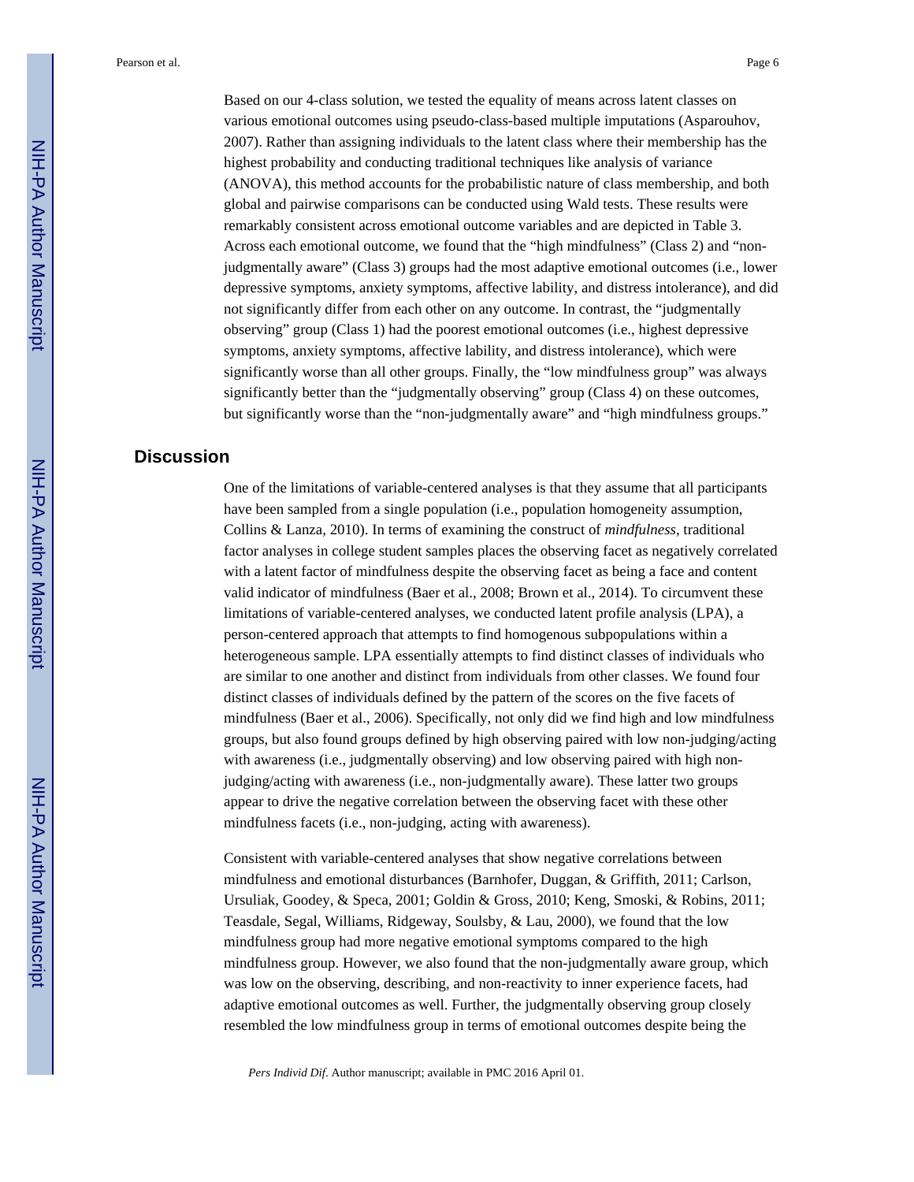Based on our 4-class solution, we tested the equality of means across latent classes on various emotional outcomes using pseudo-class-based multiple imputations (Asparouhov, 2007). Rather than assigning individuals to the latent class where their membership has the highest probability and conducting traditional techniques like analysis of variance (ANOVA), this method accounts for the probabilistic nature of class membership, and both global and pairwise comparisons can be conducted using Wald tests. These results were remarkably consistent across emotional outcome variables and are depicted in Table 3. Across each emotional outcome, we found that the "high mindfulness" (Class 2) and "non-judgmentally aware" (Class 3) groups had the most adaptive emotional outcomes (i.e., lower depressive symptoms, anxiety symptoms, affective lability, and distress intolerance), and did not significantly differ from each other on any outcome. In contrast, the "judgmentally observing" group (Class 1) had the poorest emotional outcomes (i.e., highest depressive symptoms, anxiety symptoms, affective lability, and distress intolerance), which were significantly worse than all other groups. Finally, the "low mindfulness group" was always significantly better than the "judgmentally observing" group (Class 4) on these outcomes, but significantly worse than the "non-judgmentally aware" and "high mindfulness groups."

## Discussion

One of the limitations of variable-centered analyses is that they assume that all participants have been sampled from a single population (i.e., population homogeneity assumption, Collins & Lanza, 2010). In terms of examining the construct of *mindfulness*, traditional factor analyses in college student samples places the observing facet as negatively correlated with a latent factor of mindfulness despite the observing facet as being a face and content valid indicator of mindfulness (Baer et al., 2008; Brown et al., 2014). To circumvent these limitations of variable-centered analyses, we conducted latent profile analysis (LPA), a person-centered approach that attempts to find homogenous subpopulations within a heterogeneous sample. LPA essentially attempts to find distinct classes of individuals who are similar to one another and distinct from individuals from other classes. We found four distinct classes of individuals defined by the pattern of the scores on the five facets of mindfulness (Baer et al., 2006). Specifically, not only did we find high and low mindfulness groups, but also found groups defined by high observing paired with low non-judging/acting with awareness (i.e., judgmentally observing) and low observing paired with high non-judging/acting with awareness (i.e., non-judgmentally aware). These latter two groups appear to drive the negative correlation between the observing facet with these other mindfulness facets (i.e., non-judging, acting with awareness).

Consistent with variable-centered analyses that show negative correlations between mindfulness and emotional disturbances (Barnhofer, Duggan, & Griffith, 2011; Carlson, Ursuliak, Goodey, & Speca, 2001; Goldin & Gross, 2010; Keng, Smoski, & Robins, 2011; Teasdale, Segal, Williams, Ridgeway, Soulsby, & Lau, 2000), we found that the low mindfulness group had more negative emotional symptoms compared to the high mindfulness group. However, we also found that the non-judgmentally aware group, which was low on the observing, describing, and non-reactivity to inner experience facets, had adaptive emotional outcomes as well. Further, the judgmentally observing group closely resembled the low mindfulness group in terms of emotional outcomes despite being the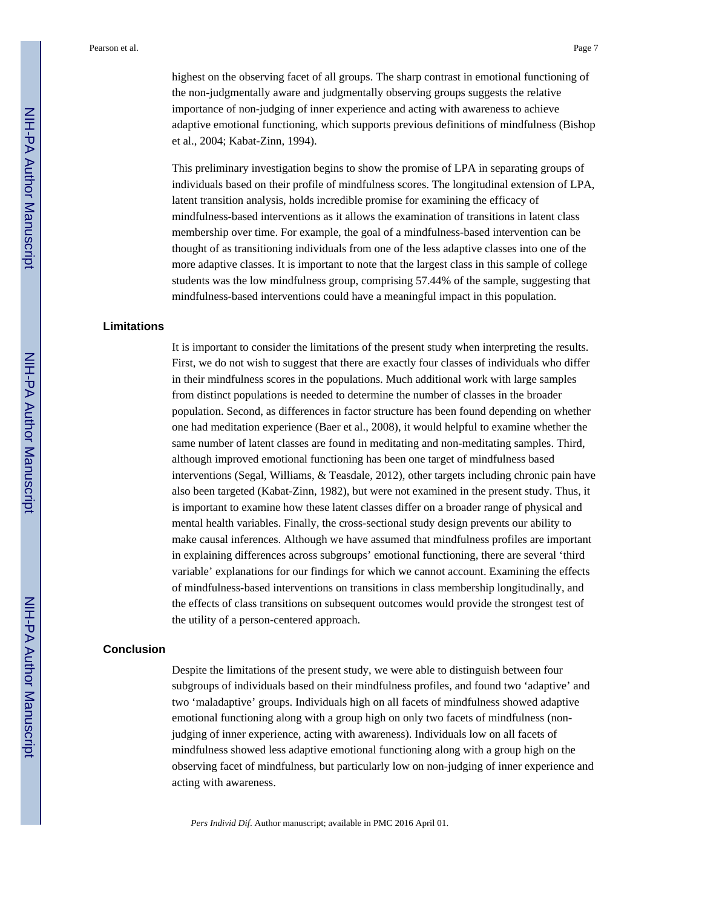highest on the observing facet of all groups. The sharp contrast in emotional functioning of the non-judgmentally aware and judgmentally observing groups suggests the relative importance of non-judging of inner experience and acting with awareness to achieve adaptive emotional functioning, which supports previous definitions of mindfulness (Bishop et al., 2004; Kabat-Zinn, 1994).

This preliminary investigation begins to show the promise of LPA in separating groups of individuals based on their profile of mindfulness scores. The longitudinal extension of LPA, latent transition analysis, holds incredible promise for examining the efficacy of mindfulness-based interventions as it allows the examination of transitions in latent class membership over time. For example, the goal of a mindfulness-based intervention can be thought of as transitioning individuals from one of the less adaptive classes into one of the more adaptive classes. It is important to note that the largest class in this sample of college students was the low mindfulness group, comprising 57.44% of the sample, suggesting that mindfulness-based interventions could have a meaningful impact in this population.

## Limitations

It is important to consider the limitations of the present study when interpreting the results. First, we do not wish to suggest that there are exactly four classes of individuals who differ in their mindfulness scores in the populations. Much additional work with large samples from distinct populations is needed to determine the number of classes in the broader population. Second, as differences in factor structure has been found depending on whether one had meditation experience (Baer et al., 2008), it would helpful to examine whether the same number of latent classes are found in meditating and non-meditating samples. Third, although improved emotional functioning has been one target of mindfulness based interventions (Segal, Williams, & Teasdale, 2012), other targets including chronic pain have also been targeted (Kabat-Zinn, 1982), but were not examined in the present study. Thus, it is important to examine how these latent classes differ on a broader range of physical and mental health variables. Finally, the cross-sectional study design prevents our ability to make causal inferences. Although we have assumed that mindfulness profiles are important in explaining differences across subgroups' emotional functioning, there are several 'third variable' explanations for our findings for which we cannot account. Examining the effects of mindfulness-based interventions on transitions in class membership longitudinally, and the effects of class transitions on subsequent outcomes would provide the strongest test of the utility of a person-centered approach.

## Conclusion

Despite the limitations of the present study, we were able to distinguish between four subgroups of individuals based on their mindfulness profiles, and found two 'adaptive' and two 'maladaptive' groups. Individuals high on all facets of mindfulness showed adaptive emotional functioning along with a group high on only two facets of mindfulness (non-judging of inner experience, acting with awareness). Individuals low on all facets of mindfulness showed less adaptive emotional functioning along with a group high on the observing facet of mindfulness, but particularly low on non-judging of inner experience and acting with awareness.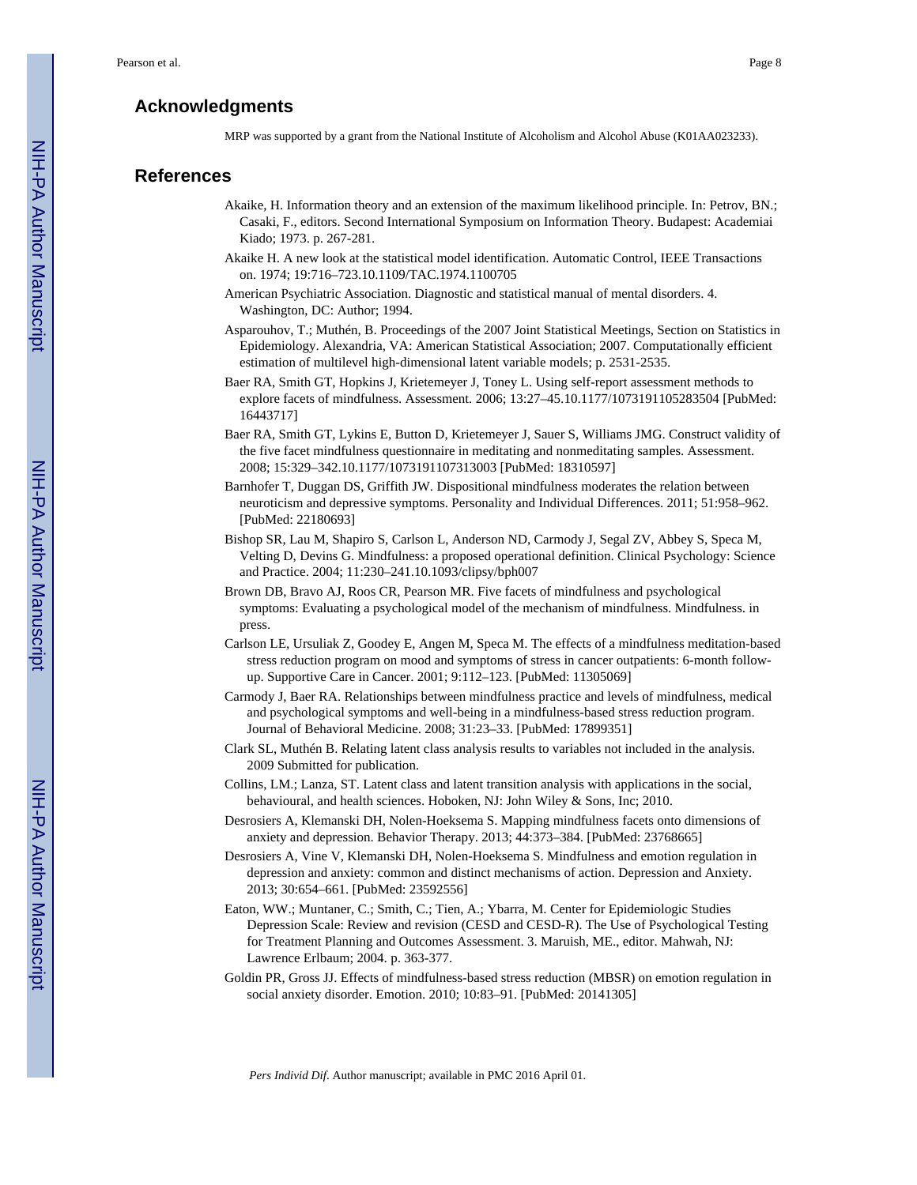## Acknowledgments

MRP was supported by a grant from the National Institute of Alcoholism and Alcohol Abuse (K01AA023233).

## References

Akaike, H. Information theory and an extension of the maximum likelihood principle. In: Petrov, BN.; Casaki, F., editors. Second International Symposium on Information Theory. Budapest: Academiai Kiado; 1973. p. 267-281.

Akaike H. A new look at the statistical model identification. Automatic Control, IEEE Transactions on. 1974; 19:716–723.10.1109/TAC.1974.1100705

American Psychiatric Association. Diagnostic and statistical manual of mental disorders. 4. Washington, DC: Author; 1994.

Asparouhov, T.; Muthén, B. Proceedings of the 2007 Joint Statistical Meetings, Section on Statistics in Epidemiology. Alexandria, VA: American Statistical Association; 2007. Computationally efficient estimation of multilevel high-dimensional latent variable models; p. 2531-2535.

Baer RA, Smith GT, Hopkins J, Krietemeyer J, Toney L. Using self-report assessment methods to explore facets of mindfulness. Assessment. 2006; 13:27–45.10.1177/1073191105283504 [PubMed: 16443717]

Baer RA, Smith GT, Lykins E, Button D, Krietemeyer J, Sauer S, Williams JMG. Construct validity of the five facet mindfulness questionnaire in meditating and nonmeditating samples. Assessment. 2008; 15:329–342.10.1177/1073191107313003 [PubMed: 18310597]

Barnhofer T, Duggan DS, Griffith JW. Dispositional mindfulness moderates the relation between neuroticism and depressive symptoms. Personality and Individual Differences. 2011; 51:958–962. [PubMed: 22180693]

Bishop SR, Lau M, Shapiro S, Carlson L, Anderson ND, Carmody J, Segal ZV, Abbey S, Speca M, Velting D, Devins G. Mindfulness: a proposed operational definition. Clinical Psychology: Science and Practice. 2004; 11:230–241.10.1093/clipsy/bph007

Brown DB, Bravo AJ, Roos CR, Pearson MR. Five facets of mindfulness and psychological symptoms: Evaluating a psychological model of the mechanism of mindfulness. Mindfulness. in press.

Carlson LE, Ursuliak Z, Goodey E, Angen M, Speca M. The effects of a mindfulness meditation-based stress reduction program on mood and symptoms of stress in cancer outpatients: 6-month follow-up. Supportive Care in Cancer. 2001; 9:112–123. [PubMed: 11305069]

Carmody J, Baer RA. Relationships between mindfulness practice and levels of mindfulness, medical and psychological symptoms and well-being in a mindfulness-based stress reduction program. Journal of Behavioral Medicine. 2008; 31:23–33. [PubMed: 17899351]

Clark SL, Muthén B. Relating latent class analysis results to variables not included in the analysis. 2009 Submitted for publication.

Collins, LM.; Lanza, ST. Latent class and latent transition analysis with applications in the social, behavioural, and health sciences. Hoboken, NJ: John Wiley & Sons, Inc; 2010.

Desrosiers A, Klemanski DH, Nolen-Hoeksema S. Mapping mindfulness facets onto dimensions of anxiety and depression. Behavior Therapy. 2013; 44:373–384. [PubMed: 23768665]

Desrosiers A, Vine V, Klemanski DH, Nolen-Hoeksema S. Mindfulness and emotion regulation in depression and anxiety: common and distinct mechanisms of action. Depression and Anxiety. 2013; 30:654–661. [PubMed: 23592556]

Eaton, WW.; Muntaner, C.; Smith, C.; Tien, A.; Ybarra, M. Center for Epidemiologic Studies Depression Scale: Review and revision (CESD and CESD-R). The Use of Psychological Testing for Treatment Planning and Outcomes Assessment. 3. Maruish, ME., editor. Mahwah, NJ: Lawrence Erlbaum; 2004. p. 363-377.

Goldin PR, Gross JJ. Effects of mindfulness-based stress reduction (MBSR) on emotion regulation in social anxiety disorder. Emotion. 2010; 10:83–91. [PubMed: 20141305]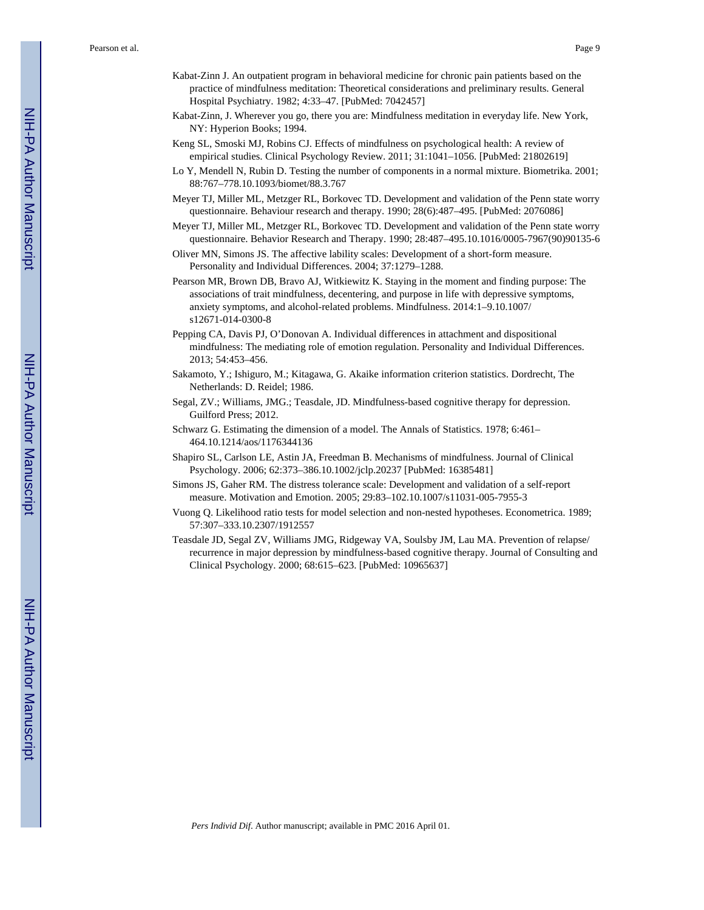Kabat-Zinn J. An outpatient program in behavioral medicine for chronic pain patients based on the practice of mindfulness meditation: Theoretical considerations and preliminary results. General Hospital Psychiatry. 1982; 4:33–47. [PubMed: 7042457]

Kabat-Zinn, J. Wherever you go, there you are: Mindfulness meditation in everyday life. New York, NY: Hyperion Books; 1994.

Keng SL, Smoski MJ, Robins CJ. Effects of mindfulness on psychological health: A review of empirical studies. Clinical Psychology Review. 2011; 31:1041–1056. [PubMed: 21802619]

Lo Y, Mendell N, Rubin D. Testing the number of components in a normal mixture. Biometrika. 2001; 88:767–778.10.1093/biomet/88.3.767

Meyer TJ, Miller ML, Metzger RL, Borkovec TD. Development and validation of the Penn state worry questionnaire. Behaviour research and therapy. 1990; 28(6):487–495. [PubMed: 2076086]

Meyer TJ, Miller ML, Metzger RL, Borkovec TD. Development and validation of the Penn state worry questionnaire. Behavior Research and Therapy. 1990; 28:487–495.10.1016/0005-7967(90)90135-6

Oliver MN, Simons JS. The affective lability scales: Development of a short-form measure. Personality and Individual Differences. 2004; 37:1279–1288.

Pearson MR, Brown DB, Bravo AJ, Witkiewitz K. Staying in the moment and finding purpose: The associations of trait mindfulness, decentering, and purpose in life with depressive symptoms, anxiety symptoms, and alcohol-related problems. Mindfulness. 2014:1–9.10.1007/s12671-014-0300-8

Pepping CA, Davis PJ, O'Donovan A. Individual differences in attachment and dispositional mindfulness: The mediating role of emotion regulation. Personality and Individual Differences. 2013; 54:453–456.

Sakamoto, Y.; Ishiguro, M.; Kitagawa, G. Akaike information criterion statistics. Dordrecht, The Netherlands: D. Reidel; 1986.

Segal, ZV.; Williams, JMG.; Teasdale, JD. Mindfulness-based cognitive therapy for depression. Guilford Press; 2012.

Schwarz G. Estimating the dimension of a model. The Annals of Statistics. 1978; 6:461–464.10.1214/aos/1176344136

Shapiro SL, Carlson LE, Astin JA, Freedman B. Mechanisms of mindfulness. Journal of Clinical Psychology. 2006; 62:373–386.10.1002/jclp.20237 [PubMed: 16385481]

Simons JS, Gaher RM. The distress tolerance scale: Development and validation of a self-report measure. Motivation and Emotion. 2005; 29:83–102.10.1007/s11031-005-7955-3

Vuong Q. Likelihood ratio tests for model selection and non-nested hypotheses. Econometrica. 1989; 57:307–333.10.2307/1912557

Teasdale JD, Segal ZV, Williams JMG, Ridgeway VA, Soulsby JM, Lau MA. Prevention of relapse/recurrence in major depression by mindfulness-based cognitive therapy. Journal of Consulting and Clinical Psychology. 2000; 68:615–623. [PubMed: 10965637]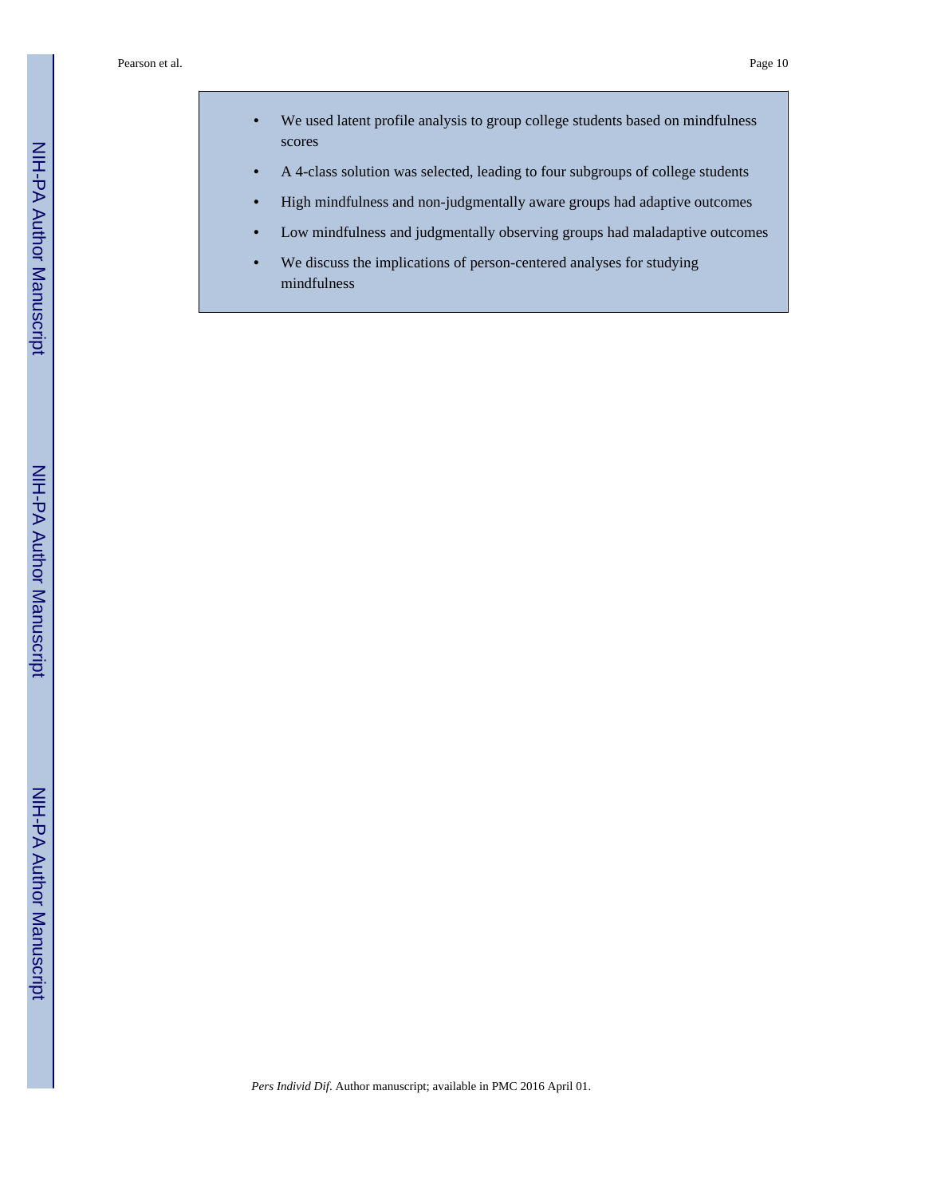- We used latent profile analysis to group college students based on mindfulness scores
- A 4-class solution was selected, leading to four subgroups of college students
- High mindfulness and non-judgmentally aware groups had adaptive outcomes
- Low mindfulness and judgmentally observing groups had maladaptive outcomes
- We discuss the implications of person-centered analyses for studying mindfulness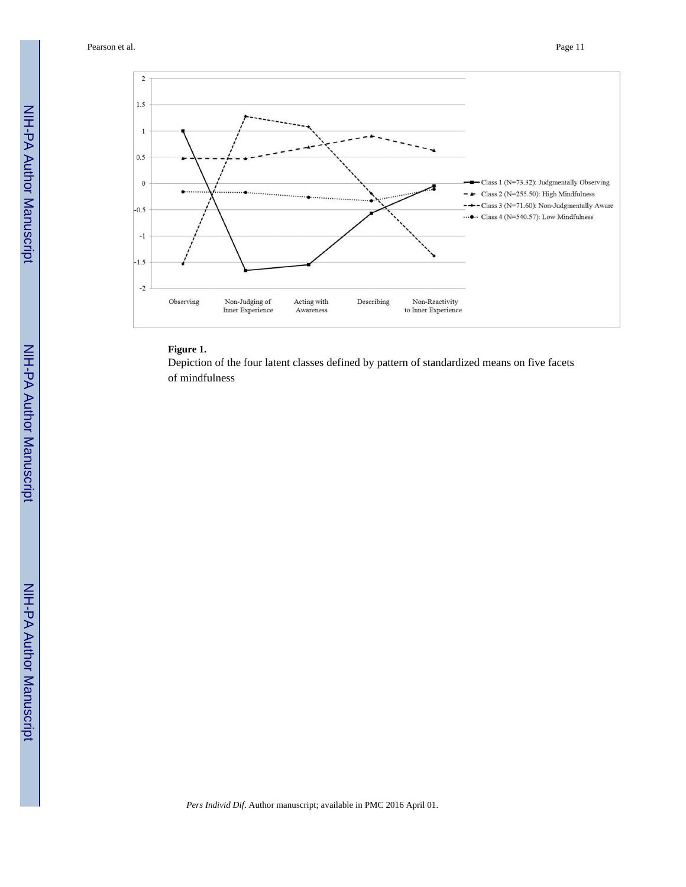**Figure 1.**

Depiction of the four latent classes defined by pattern of standardized means on five facets of mindfulness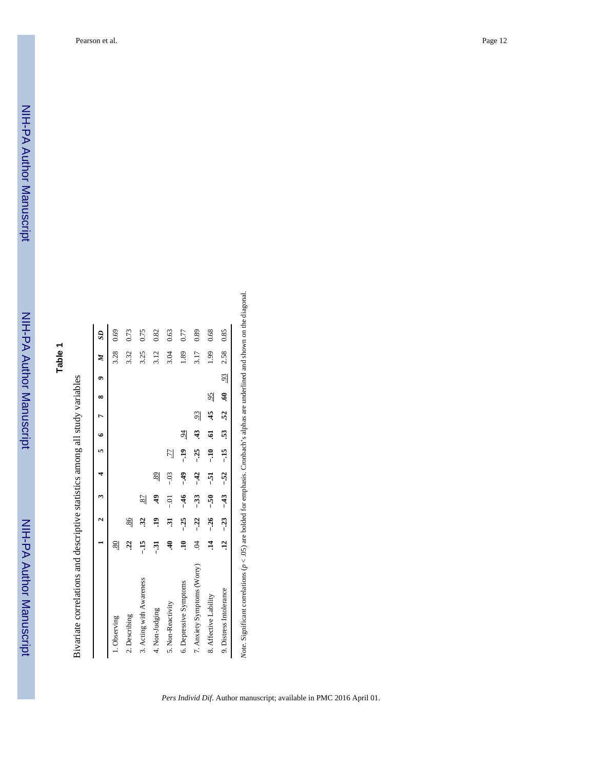# Table 1

Bivariate correlations and descriptive statistics among all study variables

| | 1 | 2 | 3 | 4 | 5 | 6 | 7 | 8 | 9 | *M* | *SD* |
|---|---|---|---|---|---|---|---|---|---|---|---|
| 1. Observing | .80 | | | | | | | | | 3.28 | 0.69 |
| 2. Describing | **.22** | .86 | | | | | | | | 3.32 | 0.73 |
| 3. Acting with Awareness | **−.15** | **.32** | .87 | | | | | | | 3.25 | 0.75 |
| 4. Non-Judging | **−.31** | **.19** | **.49** | .89 | | | | | | 3.12 | 0.82 |
| 5. Non-Reactivity | **.40** | **.31** | −.01 | −.03 | .77 | | | | | 3.04 | 0.63 |
| 6. Depressive Symptoms | **.10** | **−.25** | **−.46** | **−.49** | **−.19** | .94 | | | | 1.89 | 0.77 |
| 7. Anxiety Symptoms (Worry) | .04 | **−.22** | **−.33** | **−.42** | **−.25** | **.43** | .93 | | | 3.17 | 0.89 |
| 8. Affective Lability | **.14** | **−.26** | **−.50** | **−.51** | **−.10** | **.61** | **.45** | .95 | | 1.99 | 0.68 |
| 9. Distress Intolerance | **.12** | **−.23** | **−.43** | **−.52** | **−.15** | **.53** | **.52** | **.60** | .93 | 2.58 | 0.85 |

*Note*. Significant correlations ($p < .05$) are bolded for emphasis. Cronbach's alphas are underlined and shown on the diagonal.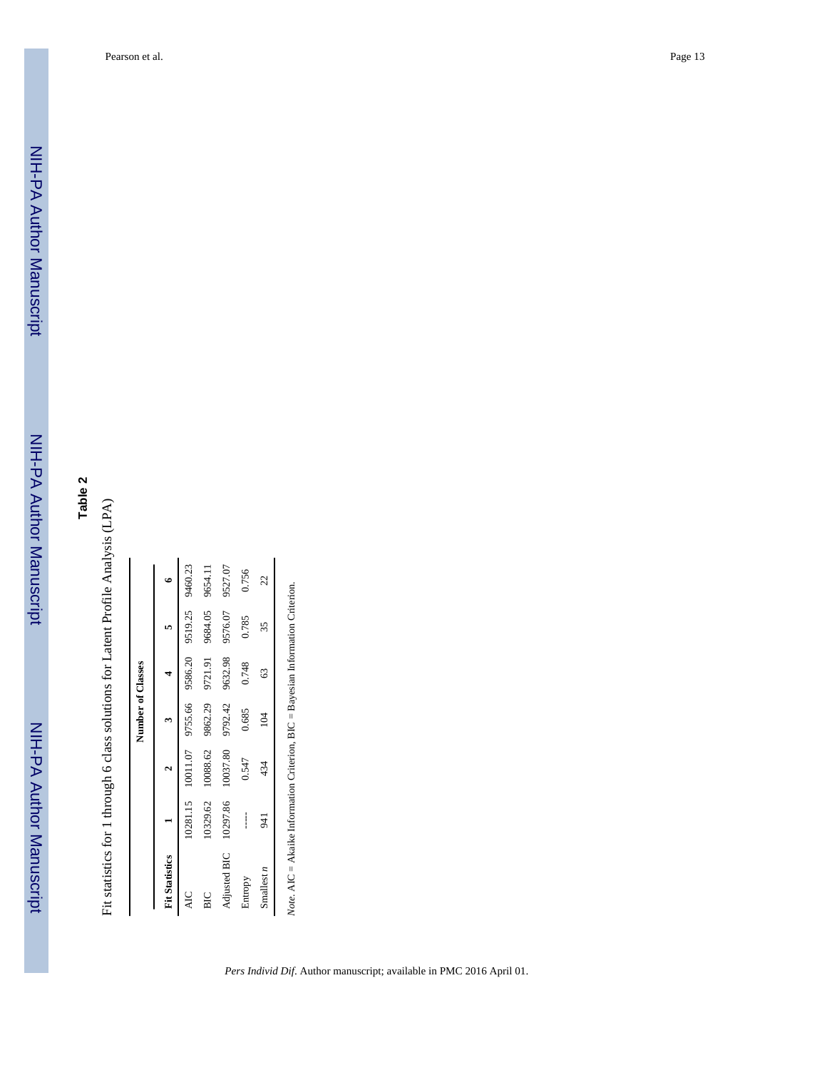## Table 2

Fit statistics for 1 through 6 class solutions for Latent Profile Analysis (LPA)

| | Number of Classes | | | | | |
|---|---|---|---|---|---|---|
| **Fit Statistics** | **1** | **2** | **3** | **4** | **5** | **6** |
| AIC | 10281.15 | 10011.07 | 9755.66 | 9586.20 | 9519.25 | 9460.23 |
| BIC | 10329.62 | 10088.62 | 9862.29 | 9721.91 | 9684.05 | 9654.11 |
| Adjusted BIC | 10297.86 | 10037.80 | 9792.42 | 9632.98 | 9576.07 | 9527.07 |
| Entropy | ----- | 0.547 | 0.685 | 0.748 | 0.785 | 0.756 |
| Smallest *n* | 941 | 434 | 104 | 63 | 35 | 22 |

*Note*. AIC = Akaike Information Criterion, BIC = Bayesian Information Criterion.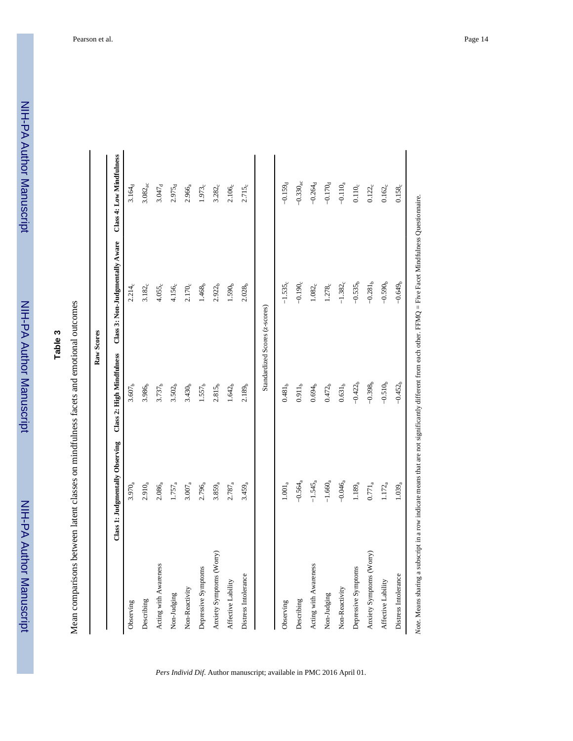**Table 3**

Mean comparisons between latent classes on mindfulness facets and emotional outcomes

| | Class 1: Judgmentally Observing | Class 2: High Mindfulness | Class 3: Non-Judgmentally Aware | Class 4: Low Mindfulness |
|---|---|---|---|---|
| **Raw Scores** | | | | |
| Observing | $3.970_{a}$ | $3.607_{b}$ | $2.214_{c}$ | $3.164_{d}$ |
| Describing | $2.910_{a}$ | $3.986_{b}$ | $3.182_{c}$ | $3.082_{ac}$ |
| Acting with Awareness | $2.086_{a}$ | $3.737_{b}$ | $4.055_{c}$ | $3.047_{d}$ |
| Non-Judging | $1.757_{a}$ | $3.502_{b}$ | $4.156_{c}$ | $2.975_{d}$ |
| Non-Reactivity | $3.007_{a}$ | $3.430_{b}$ | $2.170_{c}$ | $2.966_{a}$ |
| Depressive Symptoms | $2.796_{a}$ | $1.557_{b}$ | $1.468_{b}$ | $1.973_{c}$ |
| Anxiety Symptoms (Worry) | $3.859_{a}$ | $2.815_{b}$ | $2.922_{b}$ | $3.282_{c}$ |
| Affective Lability | $2.787_{a}$ | $1.642_{b}$ | $1.590_{b}$ | $2.106_{c}$ |
| Distress Intolerance | $3.459_{a}$ | $2.189_{b}$ | $2.028_{b}$ | $2.715_{c}$ |
| **Standardized Scores (z-scores)** | | | | |
| Observing | $1.001_{a}$ | $0.481_{b}$ | $-1.535_{c}$ | $-0.159_{d}$ |
| Describing | $-0.564_{a}$ | $0.911_{b}$ | $-0.190_{c}$ | $-0.330_{ac}$ |
| Acting with Awareness | $-1.545_{a}$ | $0.694_{b}$ | $1.082_{c}$ | $-0.264_{d}$ |
| Non-Judging | $-1.660_{a}$ | $0.472_{b}$ | $1.278_{c}$ | $-0.170_{d}$ |
| Non-Reactivity | $-0.046_{a}$ | $0.631_{b}$ | $-1.382_{c}$ | $-0.110_{a}$ |
| Depressive Symptoms | $1.189_{a}$ | $-0.422_{b}$ | $-0.535_{b}$ | $0.110_{c}$ |
| Anxiety Symptoms (Worry) | $0.771_{a}$ | $-0.398_{b}$ | $-0.281_{b}$ | $0.122_{c}$ |
| Affective Lability | $1.172_{a}$ | $-0.510_{b}$ | $-0.590_{b}$ | $0.162_{c}$ |
| Distress Intolerance | $1.039_{a}$ | $-0.452_{b}$ | $-0.649_{b}$ | $0.158_{c}$ |

*Note.* Means sharing a subscript in a row indicate means that are not significantly different from each other. FFMQ = Five Facet Mindfulness Questionnaire.